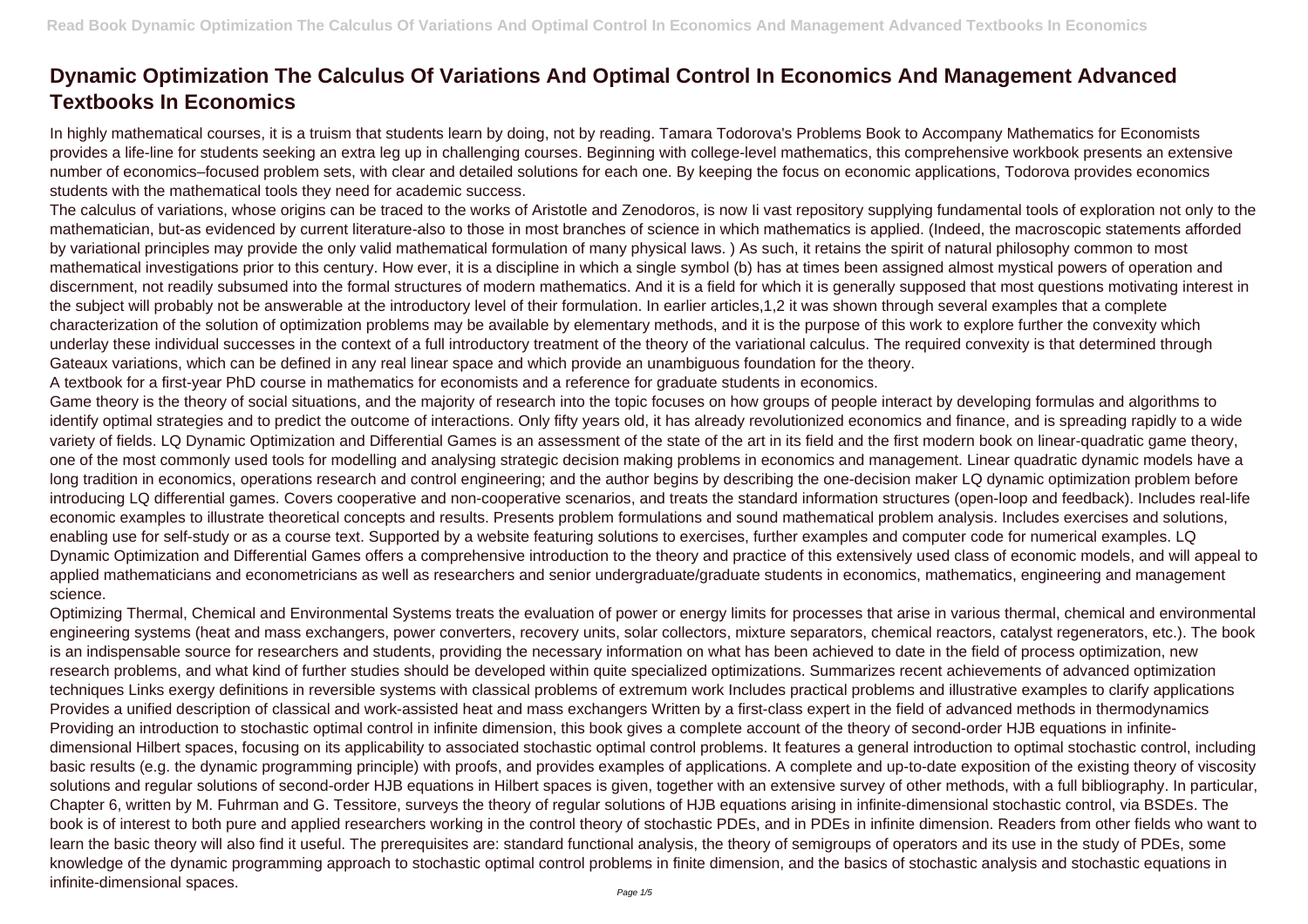# Dynamic Optimization The Calculus Of Variations And Optimal Control In Economics And Management Advanced Textbooks In Economics

In highly mathematical courses, it is a truism that students learn by doing, not by reading. Tamara Todorova's Problems Book to Accompany Mathematics for Economists provides a life-line for students seeking an extra leg up in challenging courses. Beginning with college-level mathematics, this comprehensive workbook presents an extensive number of economics–focused problem sets, with clear and detailed solutions for each one. By keeping the focus on economic applications, Todorova provides economics students with the mathematical tools they need for academic success.

The calculus of variations, whose origins can be traced to the works of Aristotle and Zenodoros, is now Ii vast repository supplying fundamental tools of exploration not only to the mathematician, but-as evidenced by current literature-also to those in most branches of science in which mathematics is applied. (Indeed, the macroscopic statements afforded by variational principles may provide the only valid mathematical formulation of many physical laws. ) As such, it retains the spirit of natural philosophy common to most mathematical investigations prior to this century. How ever, it is a discipline in which a single symbol (b) has at times been assigned almost mystical powers of operation and discernment, not readily subsumed into the formal structures of modern mathematics. And it is a field for which it is generally supposed that most questions motivating interest in the subject will probably not be answerable at the introductory level of their formulation. In earlier articles,1,2 it was shown through several examples that a complete characterization of the solution of optimization problems may be available by elementary methods, and it is the purpose of this work to explore further the convexity which underlay these individual successes in the context of a full introductory treatment of the theory of the variational calculus. The required convexity is that determined through Gateaux variations, which can be defined in any real linear space and which provide an unambiguous foundation for the theory.

A textbook for a first-year PhD course in mathematics for economists and a reference for graduate students in economics.

Game theory is the theory of social situations, and the majority of research into the topic focuses on how groups of people interact by developing formulas and algorithms to identify optimal strategies and to predict the outcome of interactions. Only fifty years old, it has already revolutionized economics and finance, and is spreading rapidly to a wide variety of fields. LQ Dynamic Optimization and Differential Games is an assessment of the state of the art in its field and the first modern book on linear-quadratic game theory, one of the most commonly used tools for modelling and analysing strategic decision making problems in economics and management. Linear quadratic dynamic models have a long tradition in economics, operations research and control engineering; and the author begins by describing the one-decision maker LQ dynamic optimization problem before introducing LQ differential games. Covers cooperative and non-cooperative scenarios, and treats the standard information structures (open-loop and feedback). Includes real-life economic examples to illustrate theoretical concepts and results. Presents problem formulations and sound mathematical problem analysis. Includes exercises and solutions, enabling use for self-study or as a course text. Supported by a website featuring solutions to exercises, further examples and computer code for numerical examples. LQ Dynamic Optimization and Differential Games offers a comprehensive introduction to the theory and practice of this extensively used class of economic models, and will appeal to applied mathematicians and econometricians as well as researchers and senior undergraduate/graduate students in economics, mathematics, engineering and management science.

Optimizing Thermal, Chemical and Environmental Systems treats the evaluation of power or energy limits for processes that arise in various thermal, chemical and environmental engineering systems (heat and mass exchangers, power converters, recovery units, solar collectors, mixture separators, chemical reactors, catalyst regenerators, etc.). The book is an indispensable source for researchers and students, providing the necessary information on what has been achieved to date in the field of process optimization, new research problems, and what kind of further studies should be developed within quite specialized optimizations. Summarizes recent achievements of advanced optimization techniques Links exergy definitions in reversible systems with classical problems of extremum work Includes practical problems and illustrative examples to clarify applications Provides a unified description of classical and work-assisted heat and mass exchangers Written by a first-class expert in the field of advanced methods in thermodynamics

Providing an introduction to stochastic optimal control in infinite dimension, this book gives a complete account of the theory of second-order HJB equations in infinite-dimensional Hilbert spaces, focusing on its applicability to associated stochastic optimal control problems. It features a general introduction to optimal stochastic control, including basic results (e.g. the dynamic programming principle) with proofs, and provides examples of applications. A complete and up-to-date exposition of the existing theory of viscosity solutions and regular solutions of second-order HJB equations in Hilbert spaces is given, together with an extensive survey of other methods, with a full bibliography. In particular, Chapter 6, written by M. Fuhrman and G. Tessitore, surveys the theory of regular solutions of HJB equations arising in infinite-dimensional stochastic control, via BSDEs. The book is of interest to both pure and applied researchers working in the control theory of stochastic PDEs, and in PDEs in infinite dimension. Readers from other fields who want to learn the basic theory will also find it useful. The prerequisites are: standard functional analysis, the theory of semigroups of operators and its use in the study of PDEs, some knowledge of the dynamic programming approach to stochastic optimal control problems in finite dimension, and the basics of stochastic analysis and stochastic equations in infinite-dimensional spaces.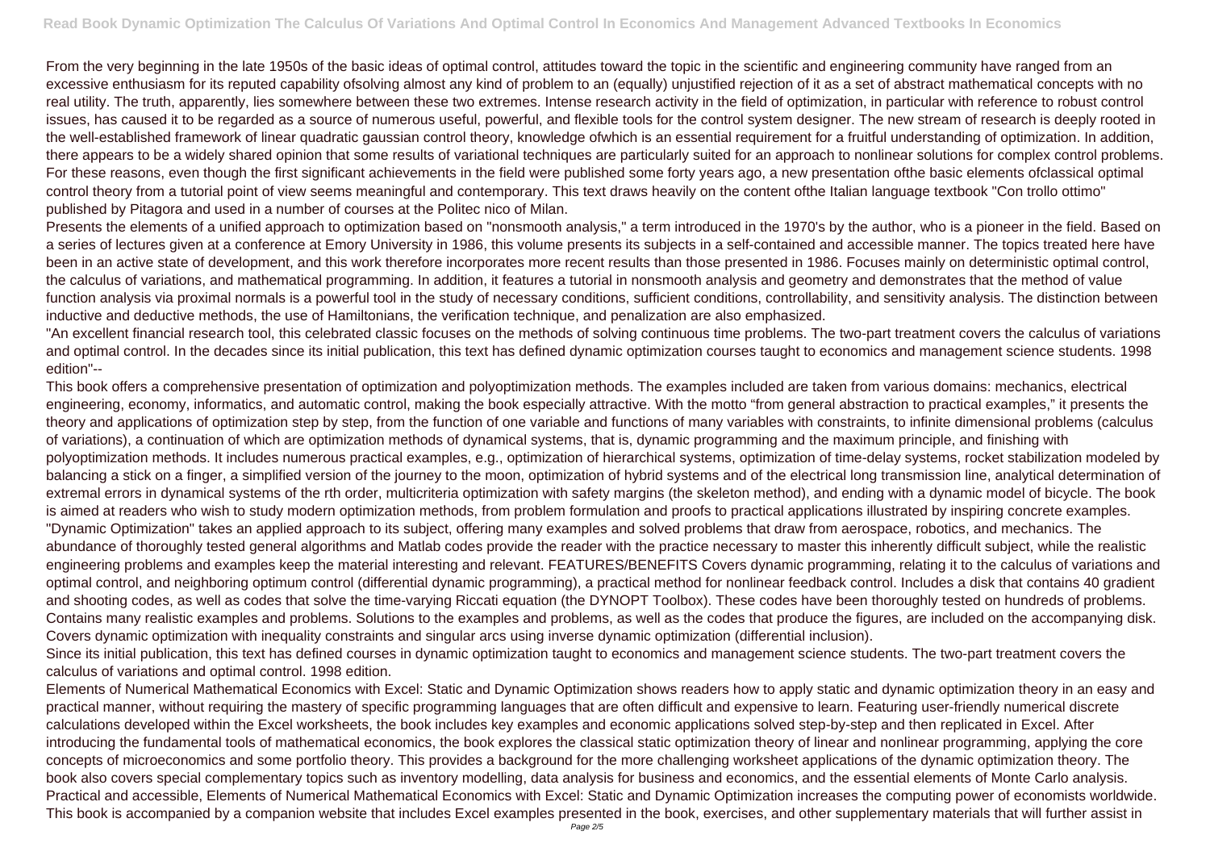From the very beginning in the late 1950s of the basic ideas of optimal control, attitudes toward the topic in the scientific and engineering community have ranged from an excessive enthusiasm for its reputed capability ofsolving almost any kind of problem to an (equally) unjustified rejection of it as a set of abstract mathematical concepts with no real utility. The truth, apparently, lies somewhere between these two extremes. Intense research activity in the field of optimization, in particular with reference to robust control issues, has caused it to be regarded as a source of numerous useful, powerful, and flexible tools for the control system designer. The new stream of research is deeply rooted in the well-established framework of linear quadratic gaussian control theory, knowledge ofwhich is an essential requirement for a fruitful understanding of optimization. In addition, there appears to be a widely shared opinion that some results of variational techniques are particularly suited for an approach to nonlinear solutions for complex control problems. For these reasons, even though the first significant achievements in the field were published some forty years ago, a new presentation ofthe basic elements ofclassical optimal control theory from a tutorial point of view seems meaningful and contemporary. This text draws heavily on the content ofthe Italian language textbook "Con trollo ottimo" published by Pitagora and used in a number of courses at the Politec nico of Milan.

Presents the elements of a unified approach to optimization based on "nonsmooth analysis," a term introduced in the 1970's by the author, who is a pioneer in the field. Based on a series of lectures given at a conference at Emory University in 1986, this volume presents its subjects in a self-contained and accessible manner. The topics treated here have been in an active state of development, and this work therefore incorporates more recent results than those presented in 1986. Focuses mainly on deterministic optimal control, the calculus of variations, and mathematical programming. In addition, it features a tutorial in nonsmooth analysis and geometry and demonstrates that the method of value function analysis via proximal normals is a powerful tool in the study of necessary conditions, sufficient conditions, controllability, and sensitivity analysis. The distinction between inductive and deductive methods, the use of Hamiltonians, the verification technique, and penalization are also emphasized.

"An excellent financial research tool, this celebrated classic focuses on the methods of solving continuous time problems. The two-part treatment covers the calculus of variations and optimal control. In the decades since its initial publication, this text has defined dynamic optimization courses taught to economics and management science students. 1998 edition"--

This book offers a comprehensive presentation of optimization and polyoptimization methods. The examples included are taken from various domains: mechanics, electrical engineering, economy, informatics, and automatic control, making the book especially attractive. With the motto "from general abstraction to practical examples," it presents the theory and applications of optimization step by step, from the function of one variable and functions of many variables with constraints, to infinite dimensional problems (calculus of variations), a continuation of which are optimization methods of dynamical systems, that is, dynamic programming and the maximum principle, and finishing with polyoptimization methods. It includes numerous practical examples, e.g., optimization of hierarchical systems, optimization of time-delay systems, rocket stabilization modeled by balancing a stick on a finger, a simplified version of the journey to the moon, optimization of hybrid systems and of the electrical long transmission line, analytical determination of extremal errors in dynamical systems of the rth order, multicriteria optimization with safety margins (the skeleton method), and ending with a dynamic model of bicycle. The book is aimed at readers who wish to study modern optimization methods, from problem formulation and proofs to practical applications illustrated by inspiring concrete examples.

"Dynamic Optimization" takes an applied approach to its subject, offering many examples and solved problems that draw from aerospace, robotics, and mechanics. The abundance of thoroughly tested general algorithms and Matlab codes provide the reader with the practice necessary to master this inherently difficult subject, while the realistic engineering problems and examples keep the material interesting and relevant. FEATURES/BENEFITS Covers dynamic programming, relating it to the calculus of variations and optimal control, and neighboring optimum control (differential dynamic programming), a practical method for nonlinear feedback control. Includes a disk that contains 40 gradient and shooting codes, as well as codes that solve the time-varying Riccati equation (the DYNOPT Toolbox). These codes have been thoroughly tested on hundreds of problems. Contains many realistic examples and problems. Solutions to the examples and problems, as well as the codes that produce the figures, are included on the accompanying disk. Covers dynamic optimization with inequality constraints and singular arcs using inverse dynamic optimization (differential inclusion).

Since its initial publication, this text has defined courses in dynamic optimization taught to economics and management science students. The two-part treatment covers the calculus of variations and optimal control. 1998 edition.

Elements of Numerical Mathematical Economics with Excel: Static and Dynamic Optimization shows readers how to apply static and dynamic optimization theory in an easy and practical manner, without requiring the mastery of specific programming languages that are often difficult and expensive to learn. Featuring user-friendly numerical discrete calculations developed within the Excel worksheets, the book includes key examples and economic applications solved step-by-step and then replicated in Excel. After introducing the fundamental tools of mathematical economics, the book explores the classical static optimization theory of linear and nonlinear programming, applying the core concepts of microeconomics and some portfolio theory. This provides a background for the more challenging worksheet applications of the dynamic optimization theory. The book also covers special complementary topics such as inventory modelling, data analysis for business and economics, and the essential elements of Monte Carlo analysis. Practical and accessible, Elements of Numerical Mathematical Economics with Excel: Static and Dynamic Optimization increases the computing power of economists worldwide. This book is accompanied by a companion website that includes Excel examples presented in the book, exercises, and other supplementary materials that will further assist in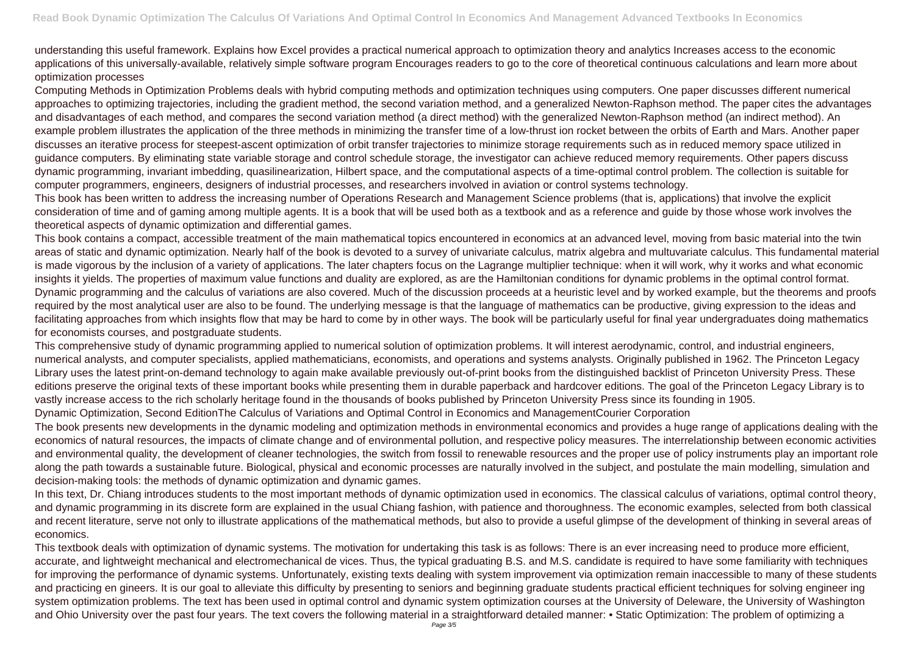understanding this useful framework. Explains how Excel provides a practical numerical approach to optimization theory and analytics Increases access to the economic applications of this universally-available, relatively simple software program Encourages readers to go to the core of theoretical continuous calculations and learn more about optimization processes

Computing Methods in Optimization Problems deals with hybrid computing methods and optimization techniques using computers. One paper discusses different numerical approaches to optimizing trajectories, including the gradient method, the second variation method, and a generalized Newton-Raphson method. The paper cites the advantages and disadvantages of each method, and compares the second variation method (a direct method) with the generalized Newton-Raphson method (an indirect method). An example problem illustrates the application of the three methods in minimizing the transfer time of a low-thrust ion rocket between the orbits of Earth and Mars. Another paper discusses an iterative process for steepest-ascent optimization of orbit transfer trajectories to minimize storage requirements such as in reduced memory space utilized in guidance computers. By eliminating state variable storage and control schedule storage, the investigator can achieve reduced memory requirements. Other papers discuss dynamic programming, invariant imbedding, quasilinearization, Hilbert space, and the computational aspects of a time-optimal control problem. The collection is suitable for computer programmers, engineers, designers of industrial processes, and researchers involved in aviation or control systems technology.

This book has been written to address the increasing number of Operations Research and Management Science problems (that is, applications) that involve the explicit consideration of time and of gaming among multiple agents. It is a book that will be used both as a textbook and as a reference and guide by those whose work involves the theoretical aspects of dynamic optimization and differential games.

This book contains a compact, accessible treatment of the main mathematical topics encountered in economics at an advanced level, moving from basic material into the twin areas of static and dynamic optimization. Nearly half of the book is devoted to a survey of univariate calculus, matrix algebra and multuvariate calculus. This fundamental material is made vigorous by the inclusion of a variety of applications. The later chapters focus on the Lagrange multiplier technique: when it will work, why it works and what economic insights it yields. The properties of maximum value functions and duality are explored, as are the Hamiltonian conditions for dynamic problems in the optimal control format. Dynamic programming and the calculus of variations are also covered. Much of the discussion proceeds at a heuristic level and by worked example, but the theorems and proofs required by the most analytical user are also to be found. The underlying message is that the language of mathematics can be productive, giving expression to the ideas and facilitating approaches from which insights flow that may be hard to come by in other ways. The book will be particularly useful for final year undergraduates doing mathematics for economists courses, and postgraduate students.

This comprehensive study of dynamic programming applied to numerical solution of optimization problems. It will interest aerodynamic, control, and industrial engineers, numerical analysts, and computer specialists, applied mathematicians, economists, and operations and systems analysts. Originally published in 1962. The Princeton Legacy Library uses the latest print-on-demand technology to again make available previously out-of-print books from the distinguished backlist of Princeton University Press. These editions preserve the original texts of these important books while presenting them in durable paperback and hardcover editions. The goal of the Princeton Legacy Library is to vastly increase access to the rich scholarly heritage found in the thousands of books published by Princeton University Press since its founding in 1905.

Dynamic Optimization, Second EditionThe Calculus of Variations and Optimal Control in Economics and ManagementCourier Corporation

The book presents new developments in the dynamic modeling and optimization methods in environmental economics and provides a huge range of applications dealing with the economics of natural resources, the impacts of climate change and of environmental pollution, and respective policy measures. The interrelationship between economic activities and environmental quality, the development of cleaner technologies, the switch from fossil to renewable resources and the proper use of policy instruments play an important role along the path towards a sustainable future. Biological, physical and economic processes are naturally involved in the subject, and postulate the main modelling, simulation and decision-making tools: the methods of dynamic optimization and dynamic games.

In this text, Dr. Chiang introduces students to the most important methods of dynamic optimization used in economics. The classical calculus of variations, optimal control theory, and dynamic programming in its discrete form are explained in the usual Chiang fashion, with patience and thoroughness. The economic examples, selected from both classical and recent literature, serve not only to illustrate applications of the mathematical methods, but also to provide a useful glimpse of the development of thinking in several areas of economics.

This textbook deals with optimization of dynamic systems. The motivation for undertaking this task is as follows: There is an ever increasing need to produce more efficient, accurate, and lightweight mechanical and electromechanical de vices. Thus, the typical graduating B.S. and M.S. candidate is required to have some familiarity with techniques for improving the performance of dynamic systems. Unfortunately, existing texts dealing with system improvement via optimization remain inaccessible to many of these students and practicing en gineers. It is our goal to alleviate this difficulty by presenting to seniors and beginning graduate students practical efficient techniques for solving engineer ing system optimization problems. The text has been used in optimal control and dynamic system optimization courses at the University of Deleware, the University of Washington and Ohio University over the past four years. The text covers the following material in a straightforward detailed manner: • Static Optimization: The problem of optimizing a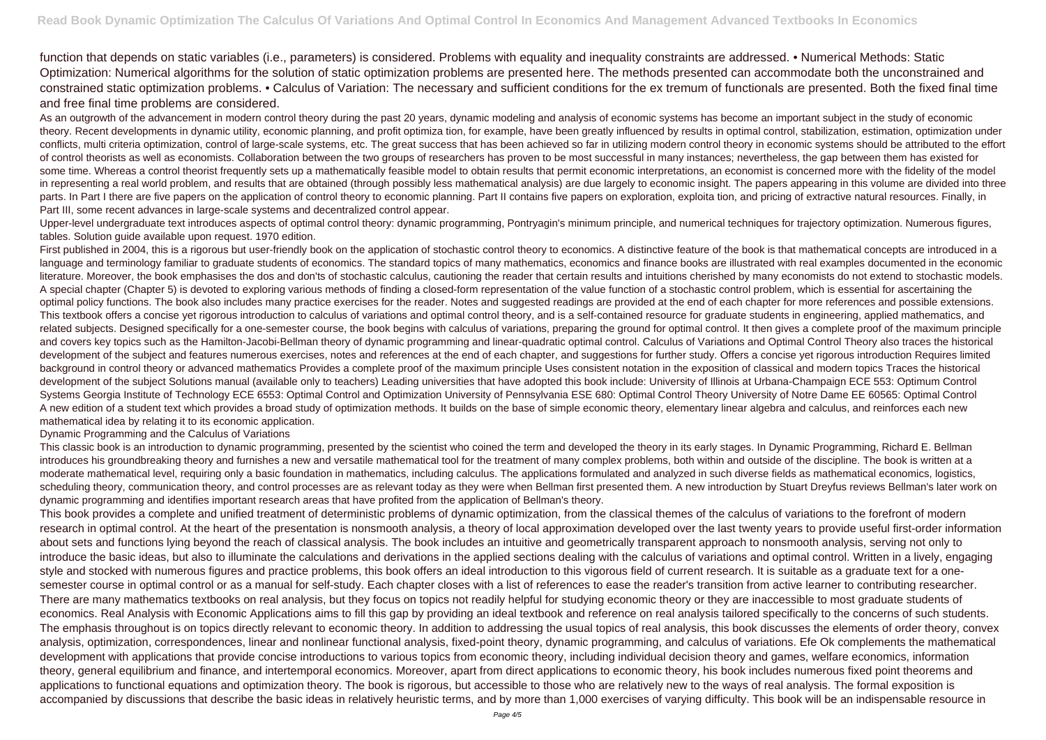function that depends on static variables (i.e., parameters) is considered. Problems with equality and inequality constraints are addressed. • Numerical Methods: Static Optimization: Numerical algorithms for the solution of static optimization problems are presented here. The methods presented can accommodate both the unconstrained and constrained static optimization problems. • Calculus of Variation: The necessary and sufficient conditions for the ex tremum of functionals are presented. Both the fixed final time and free final time problems are considered.

As an outgrowth of the advancement in modern control theory during the past 20 years, dynamic modeling and analysis of economic systems has become an important subject in the study of economic theory. Recent developments in dynamic utility, economic planning, and profit optimiza tion, for example, have been greatly influenced by results in optimal control, stabilization, estimation, optimization under conflicts, multi criteria optimization, control of large-scale systems, etc. The great success that has been achieved so far in utilizing modern control theory in economic systems should be attributed to the effort of control theorists as well as economists. Collaboration between the two groups of researchers has proven to be most successful in many instances; nevertheless, the gap between them has existed for some time. Whereas a control theorist frequently sets up a mathematically feasible model to obtain results that permit economic interpretations, an economist is concerned more with the fidelity of the model in representing a real world problem, and results that are obtained (through possibly less mathematical analysis) are due largely to economic insight. The papers appearing in this volume are divided into three parts. In Part I there are five papers on the application of control theory to economic planning. Part II contains five papers on exploration, exploita tion, and pricing of extractive natural resources. Finally, in Part III, some recent advances in large-scale systems and decentralized control appear.

Upper-level undergraduate text introduces aspects of optimal control theory: dynamic programming, Pontryagin's minimum principle, and numerical techniques for trajectory optimization. Numerous figures, tables. Solution guide available upon request. 1970 edition.

First published in 2004, this is a rigorous but user-friendly book on the application of stochastic control theory to economics. A distinctive feature of the book is that mathematical concepts are introduced in a language and terminology familiar to graduate students of economics. The standard topics of many mathematics, economics and finance books are illustrated with real examples documented in the economic literature. Moreover, the book emphasises the dos and don'ts of stochastic calculus, cautioning the reader that certain results and intuitions cherished by many economists do not extend to stochastic models. A special chapter (Chapter 5) is devoted to exploring various methods of finding a closed-form representation of the value function of a stochastic control problem, which is essential for ascertaining the optimal policy functions. The book also includes many practice exercises for the reader. Notes and suggested readings are provided at the end of each chapter for more references and possible extensions.

This textbook offers a concise yet rigorous introduction to calculus of variations and optimal control theory, and is a self-contained resource for graduate students in engineering, applied mathematics, and related subjects. Designed specifically for a one-semester course, the book begins with calculus of variations, preparing the ground for optimal control. It then gives a complete proof of the maximum principle and covers key topics such as the Hamilton-Jacobi-Bellman theory of dynamic programming and linear-quadratic optimal control. Calculus of Variations and Optimal Control Theory also traces the historical development of the subject and features numerous exercises, notes and references at the end of each chapter, and suggestions for further study. Offers a concise yet rigorous introduction Requires limited background in control theory or advanced mathematics Provides a complete proof of the maximum principle Uses consistent notation in the exposition of classical and modern topics Traces the historical development of the subject Solutions manual (available only to teachers) Leading universities that have adopted this book include: University of Illinois at Urbana-Champaign ECE 553: Optimum Control Systems Georgia Institute of Technology ECE 6553: Optimal Control and Optimization University of Pennsylvania ESE 680: Optimal Control Theory University of Notre Dame EE 60565: Optimal Control

A new edition of a student text which provides a broad study of optimization methods. It builds on the base of simple economic theory, elementary linear algebra and calculus, and reinforces each new mathematical idea by relating it to its economic application.

Dynamic Programming and the Calculus of Variations

This classic book is an introduction to dynamic programming, presented by the scientist who coined the term and developed the theory in its early stages. In Dynamic Programming, Richard E. Bellman introduces his groundbreaking theory and furnishes a new and versatile mathematical tool for the treatment of many complex problems, both within and outside of the discipline. The book is written at a moderate mathematical level, requiring only a basic foundation in mathematics, including calculus. The applications formulated and analyzed in such diverse fields as mathematical economics, logistics, scheduling theory, communication theory, and control processes are as relevant today as they were when Bellman first presented them. A new introduction by Stuart Dreyfus reviews Bellman's later work on dynamic programming and identifies important research areas that have profited from the application of Bellman's theory.

This book provides a complete and unified treatment of deterministic problems of dynamic optimization, from the classical themes of the calculus of variations to the forefront of modern research in optimal control. At the heart of the presentation is nonsmooth analysis, a theory of local approximation developed over the last twenty years to provide useful first-order information about sets and functions lying beyond the reach of classical analysis. The book includes an intuitive and geometrically transparent approach to nonsmooth analysis, serving not only to introduce the basic ideas, but also to illuminate the calculations and derivations in the applied sections dealing with the calculus of variations and optimal control. Written in a lively, engaging style and stocked with numerous figures and practice problems, this book offers an ideal introduction to this vigorous field of current research. It is suitable as a graduate text for a one-semester course in optimal control or as a manual for self-study. Each chapter closes with a list of references to ease the reader's transition from active learner to contributing researcher.

There are many mathematics textbooks on real analysis, but they focus on topics not readily helpful for studying economic theory or they are inaccessible to most graduate students of economics. Real Analysis with Economic Applications aims to fill this gap by providing an ideal textbook and reference on real analysis tailored specifically to the concerns of such students. The emphasis throughout is on topics directly relevant to economic theory. In addition to addressing the usual topics of real analysis, this book discusses the elements of order theory, convex analysis, optimization, correspondences, linear and nonlinear functional analysis, fixed-point theory, dynamic programming, and calculus of variations. Efe Ok complements the mathematical development with applications that provide concise introductions to various topics from economic theory, including individual decision theory and games, welfare economics, information theory, general equilibrium and finance, and intertemporal economics. Moreover, apart from direct applications to economic theory, his book includes numerous fixed point theorems and applications to functional equations and optimization theory. The book is rigorous, but accessible to those who are relatively new to the ways of real analysis. The formal exposition is accompanied by discussions that describe the basic ideas in relatively heuristic terms, and by more than 1,000 exercises of varying difficulty. This book will be an indispensable resource in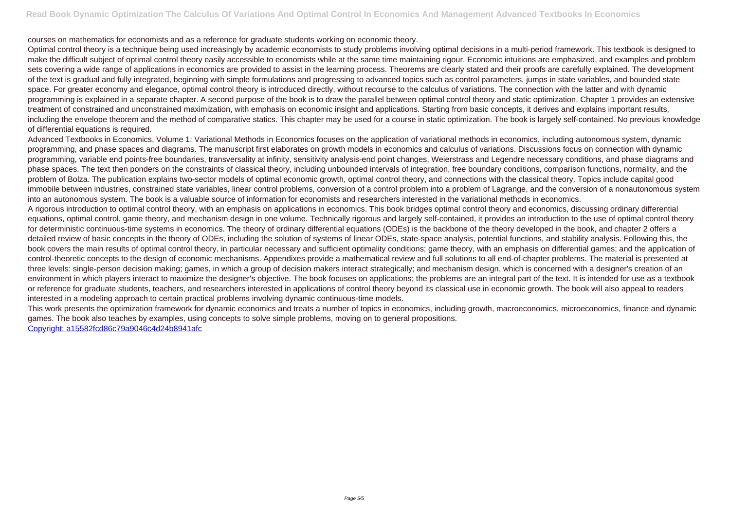courses on mathematics for economists and as a reference for graduate students working on economic theory.

Optimal control theory is a technique being used increasingly by academic economists to study problems involving optimal decisions in a multi-period framework. This textbook is designed to make the difficult subject of optimal control theory easily accessible to economists while at the same time maintaining rigour. Economic intuitions are emphasized, and examples and problem sets covering a wide range of applications in economics are provided to assist in the learning process. Theorems are clearly stated and their proofs are carefully explained. The development of the text is gradual and fully integrated, beginning with simple formulations and progressing to advanced topics such as control parameters, jumps in state variables, and bounded state space. For greater economy and elegance, optimal control theory is introduced directly, without recourse to the calculus of variations. The connection with the latter and with dynamic programming is explained in a separate chapter. A second purpose of the book is to draw the parallel between optimal control theory and static optimization. Chapter 1 provides an extensive treatment of constrained and unconstrained maximization, with emphasis on economic insight and applications. Starting from basic concepts, it derives and explains important results, including the envelope theorem and the method of comparative statics. This chapter may be used for a course in static optimization. The book is largely self-contained. No previous knowledge of differential equations is required.

Advanced Textbooks in Economics, Volume 1: Variational Methods in Economics focuses on the application of variational methods in economics, including autonomous system, dynamic programming, and phase spaces and diagrams. The manuscript first elaborates on growth models in economics and calculus of variations. Discussions focus on connection with dynamic programming, variable end points-free boundaries, transversality at infinity, sensitivity analysis-end point changes, Weierstrass and Legendre necessary conditions, and phase diagrams and phase spaces. The text then ponders on the constraints of classical theory, including unbounded intervals of integration, free boundary conditions, comparison functions, normality, and the problem of Bolza. The publication explains two-sector models of optimal economic growth, optimal control theory, and connections with the classical theory. Topics include capital good immobile between industries, constrained state variables, linear control problems, conversion of a control problem into a problem of Lagrange, and the conversion of a nonautonomous system into an autonomous system. The book is a valuable source of information for economists and researchers interested in the variational methods in economics.

A rigorous introduction to optimal control theory, with an emphasis on applications in economics. This book bridges optimal control theory and economics, discussing ordinary differential equations, optimal control, game theory, and mechanism design in one volume. Technically rigorous and largely self-contained, it provides an introduction to the use of optimal control theory for deterministic continuous-time systems in economics. The theory of ordinary differential equations (ODEs) is the backbone of the theory developed in the book, and chapter 2 offers a detailed review of basic concepts in the theory of ODEs, including the solution of systems of linear ODEs, state-space analysis, potential functions, and stability analysis. Following this, the book covers the main results of optimal control theory, in particular necessary and sufficient optimality conditions; game theory, with an emphasis on differential games; and the application of control-theoretic concepts to the design of economic mechanisms. Appendixes provide a mathematical review and full solutions to all end-of-chapter problems. The material is presented at three levels: single-person decision making; games, in which a group of decision makers interact strategically; and mechanism design, which is concerned with a designer's creation of an environment in which players interact to maximize the designer's objective. The book focuses on applications; the problems are an integral part of the text. It is intended for use as a textbook or reference for graduate students, teachers, and researchers interested in applications of control theory beyond its classical use in economic growth. The book will also appeal to readers interested in a modeling approach to certain practical problems involving dynamic continuous-time models.

This work presents the optimization framework for dynamic economics and treats a number of topics in economics, including growth, macroeconomics, microeconomics, finance and dynamic games. The book also teaches by examples, using concepts to solve simple problems, moving on to general propositions.

Copyright: a15582fcd86c79a9046c4d24b8941afc